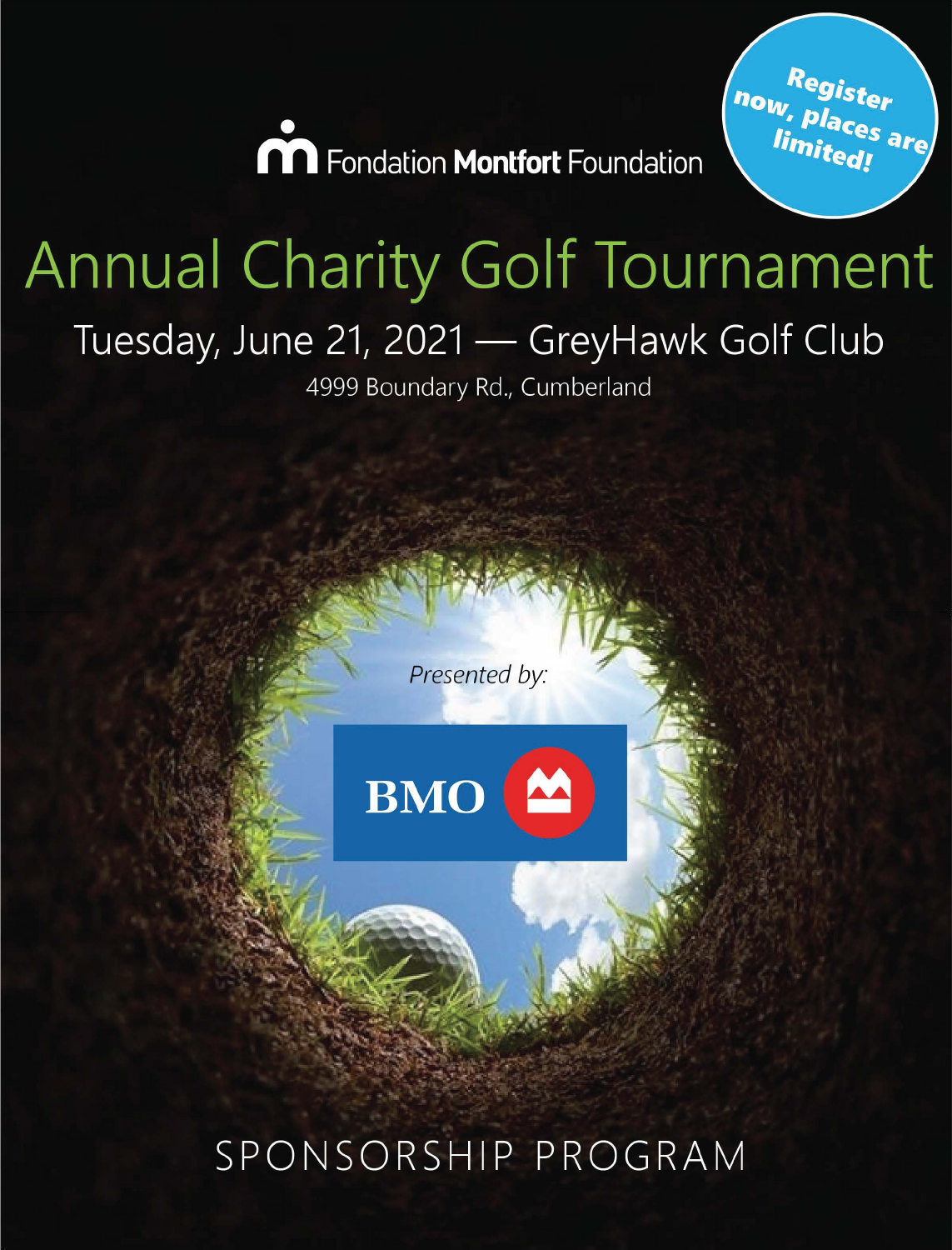Fondation **Montfort** Foundation

**Register now, places are limited!**

# Annual Charity Golf Tournament

## Tuesday, June 21, 2021 — GreyHawk Golf Club

4999 Boundary Rd., Cumberland

*Presented by:*

BMO

SPONSORSHIP PROGRAM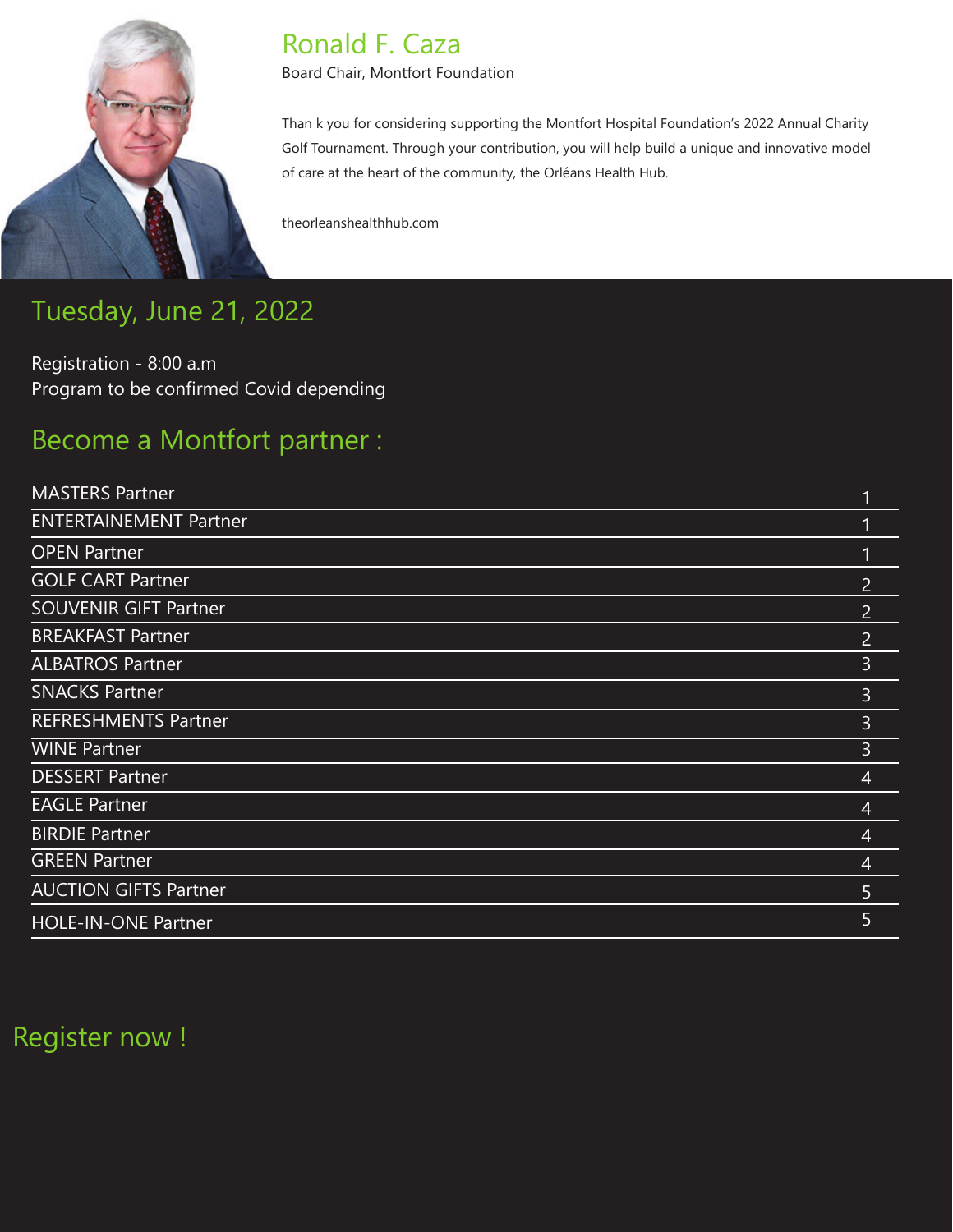## Ronald F. Caza

Board Chair, Montfort Foundation

Than k you for considering supporting the Montfort Hospital Foundation's 2022 Annual Charity Golf Tournament. Through your contribution, you will help build a unique and innovative model of care at the heart of the community, the Orléans Health Hub.

theorleanshealthhub.com

## Tuesday, June 21, 2022

Registration - 8:00 a.m
Program to be confirmed Covid depending

## Become a Montfort partner :

| | |
|---|---|
| MASTERS Partner | 1 |
| ENTERTAINEMENT Partner | 1 |
| OPEN Partner | 1 |
| GOLF CART Partner | 2 |
| SOUVENIR GIFT Partner | 2 |
| BREAKFAST Partner | 2 |
| ALBATROS Partner | 3 |
| SNACKS Partner | 3 |
| REFRESHMENTS Partner | 3 |
| WINE Partner | 3 |
| DESSERT Partner | 4 |
| EAGLE Partner | 4 |
| BIRDIE Partner | 4 |
| GREEN Partner | 4 |
| AUCTION GIFTS Partner | 5 |
| HOLE-IN-ONE Partner | 5 |

## Register now !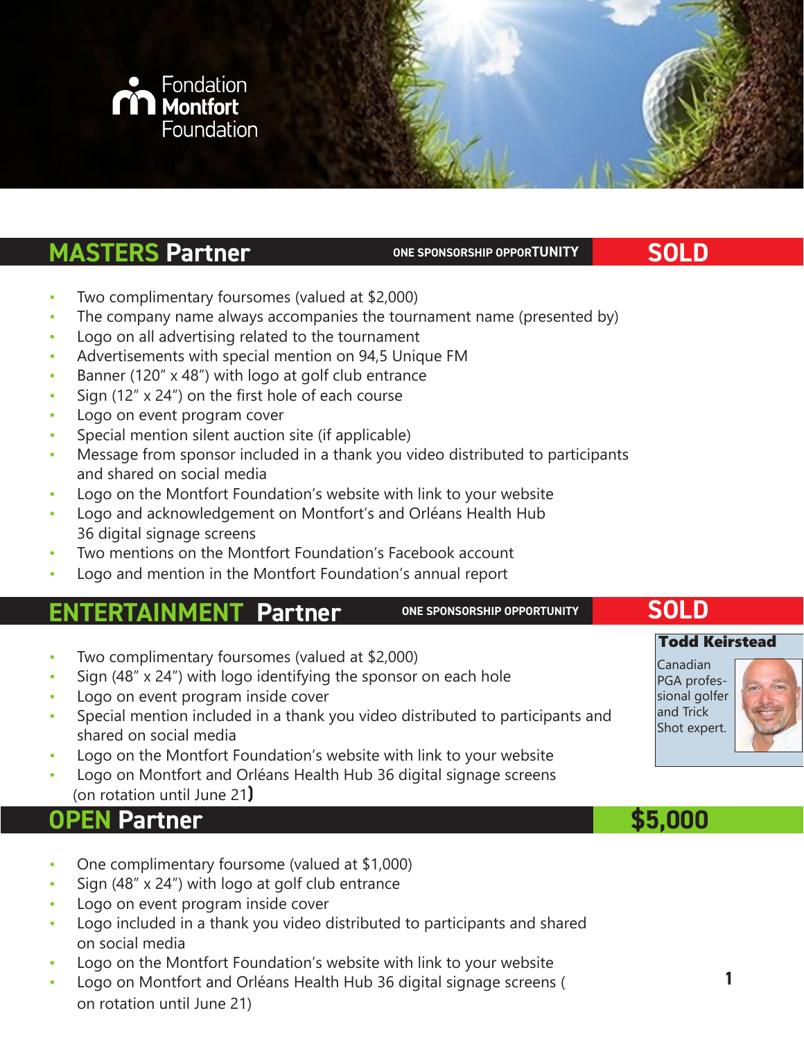Fondation
**Montfort**
Foundation

## MASTERS Partner

ONE SPONSORSHIP OPPORTUNITY — **SOLD**

- Two complimentary foursomes (valued at $2,000)
- The company name always accompanies the tournament name (presented by)
- Logo on all advertising related to the tournament
- Advertisements with special mention on 94,5 Unique FM
- Banner (120" x 48") with logo at golf club entrance
- Sign (12" x 24") on the first hole of each course
- Logo on event program cover
- Special mention silent auction site (if applicable)
- Message from sponsor included in a thank you video distributed to participants and shared on social media
- Logo on the Montfort Foundation's website with link to your website
- Logo and acknowledgement on Montfort's and Orléans Health Hub 36 digital signage screens
- Two mentions on the Montfort Foundation's Facebook account
- Logo and mention in the Montfort Foundation's annual report

## ENTERTAINMENT Partner

ONE SPONSORSHIP OPPORTUNITY — **SOLD**

**Todd Keirstead**

Canadian PGA professional golfer and Trick Shot expert.

- Two complimentary foursomes (valued at $2,000)
- Sign (48" x 24") with logo identifying the sponsor on each hole
- Logo on event program inside cover
- Special mention included in a thank you video distributed to participants and shared on social media
- Logo on the Montfort Foundation's website with link to your website
- Logo on Montfort and Orléans Health Hub 36 digital signage screens (on rotation until June 21)

## OPEN Partner

**$5,000**

- One complimentary foursome (valued at $1,000)
- Sign (48" x 24") with logo at golf club entrance
- Logo on event program inside cover
- Logo included in a thank you video distributed to participants and shared on social media
- Logo on the Montfort Foundation's website with link to your website
- Logo on Montfort and Orléans Health Hub 36 digital signage screens ( on rotation until June 21)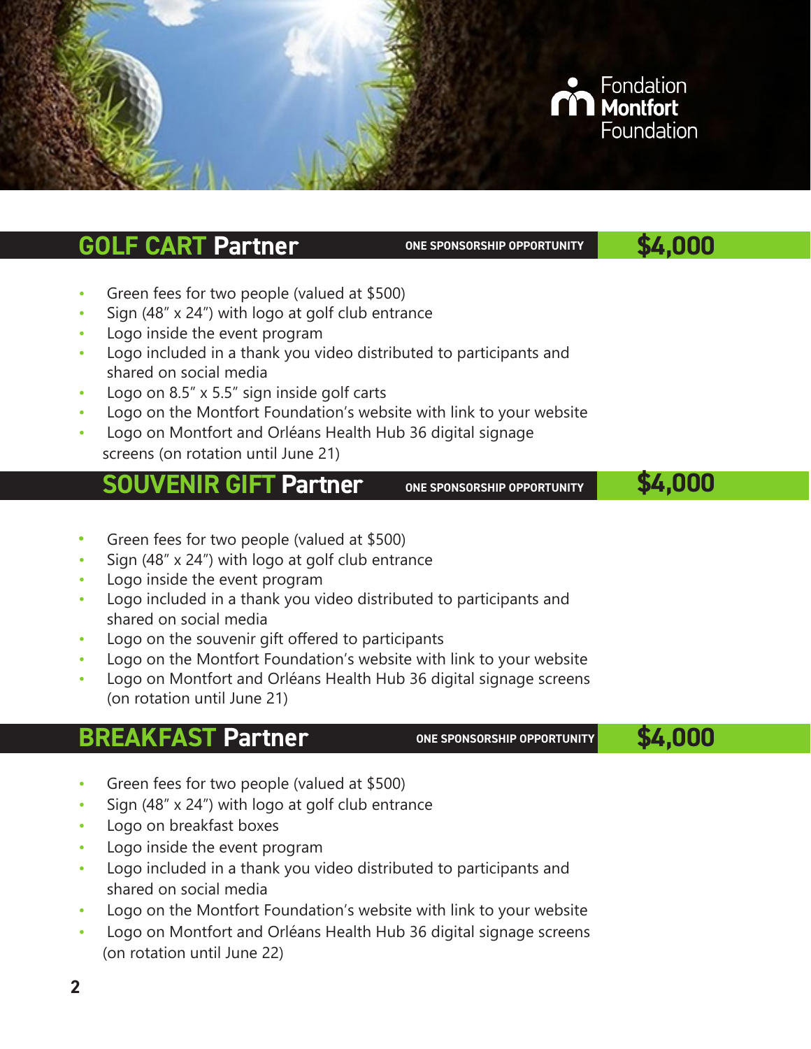Fondation **Montfort** Foundation

## GOLF CART Partner

ONE SPONSORSHIP OPPORTUNITY

**$4,000**

- Green fees for two people (valued at $500)
- Sign (48″ x 24″) with logo at golf club entrance
- Logo inside the event program
- Logo included in a thank you video distributed to participants and shared on social media
- Logo on 8.5″ x 5.5″ sign inside golf carts
- Logo on the Montfort Foundation's website with link to your website
- Logo on Montfort and Orléans Health Hub 36 digital signage screens (on rotation until June 21)

## SOUVENIR GIFT Partner

ONE SPONSORSHIP OPPORTUNITY

**$4,000**

- Green fees for two people (valued at $500)
- Sign (48″ x 24″) with logo at golf club entrance
- Logo inside the event program
- Logo included in a thank you video distributed to participants and shared on social media
- Logo on the souvenir gift offered to participants
- Logo on the Montfort Foundation's website with link to your website
- Logo on Montfort and Orléans Health Hub 36 digital signage screens (on rotation until June 21)

## BREAKFAST Partner

ONE SPONSORSHIP OPPORTUNITY

**$4,000**

- Green fees for two people (valued at $500)
- Sign (48″ x 24″) with logo at golf club entrance
- Logo on breakfast boxes
- Logo inside the event program
- Logo included in a thank you video distributed to participants and shared on social media
- Logo on the Montfort Foundation's website with link to your website
- Logo on Montfort and Orléans Health Hub 36 digital signage screens (on rotation until June 22)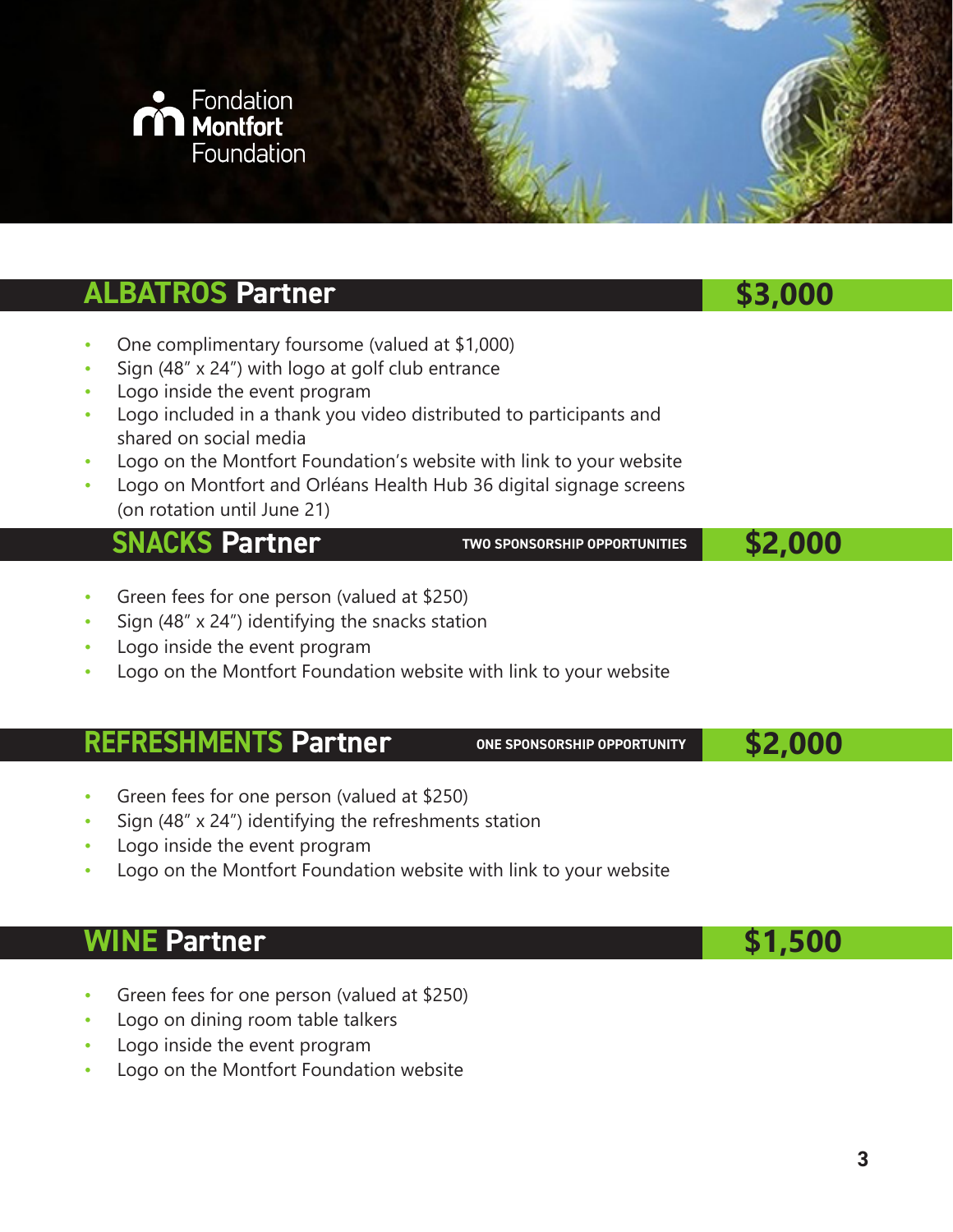## ALBATROS Partner — $3,000

- One complimentary foursome (valued at $1,000)
- Sign (48" x 24") with logo at golf club entrance
- Logo inside the event program
- Logo included in a thank you video distributed to participants and shared on social media
- Logo on the Montfort Foundation's website with link to your website
- Logo on Montfort and Orléans Health Hub 36 digital signage screens (on rotation until June 21)

## SNACKS Partner — TWO SPONSORSHIP OPPORTUNITIES — $2,000

- Green fees for one person (valued at $250)
- Sign (48" x 24") identifying the snacks station
- Logo inside the event program
- Logo on the Montfort Foundation website with link to your website

## REFRESHMENTS Partner — ONE SPONSORSHIP OPPORTUNITY — $2,000

- Green fees for one person (valued at $250)
- Sign (48" x 24") identifying the refreshments station
- Logo inside the event program
- Logo on the Montfort Foundation website with link to your website

## WINE Partner — $1,500

- Green fees for one person (valued at $250)
- Logo on dining room table talkers
- Logo inside the event program
- Logo on the Montfort Foundation website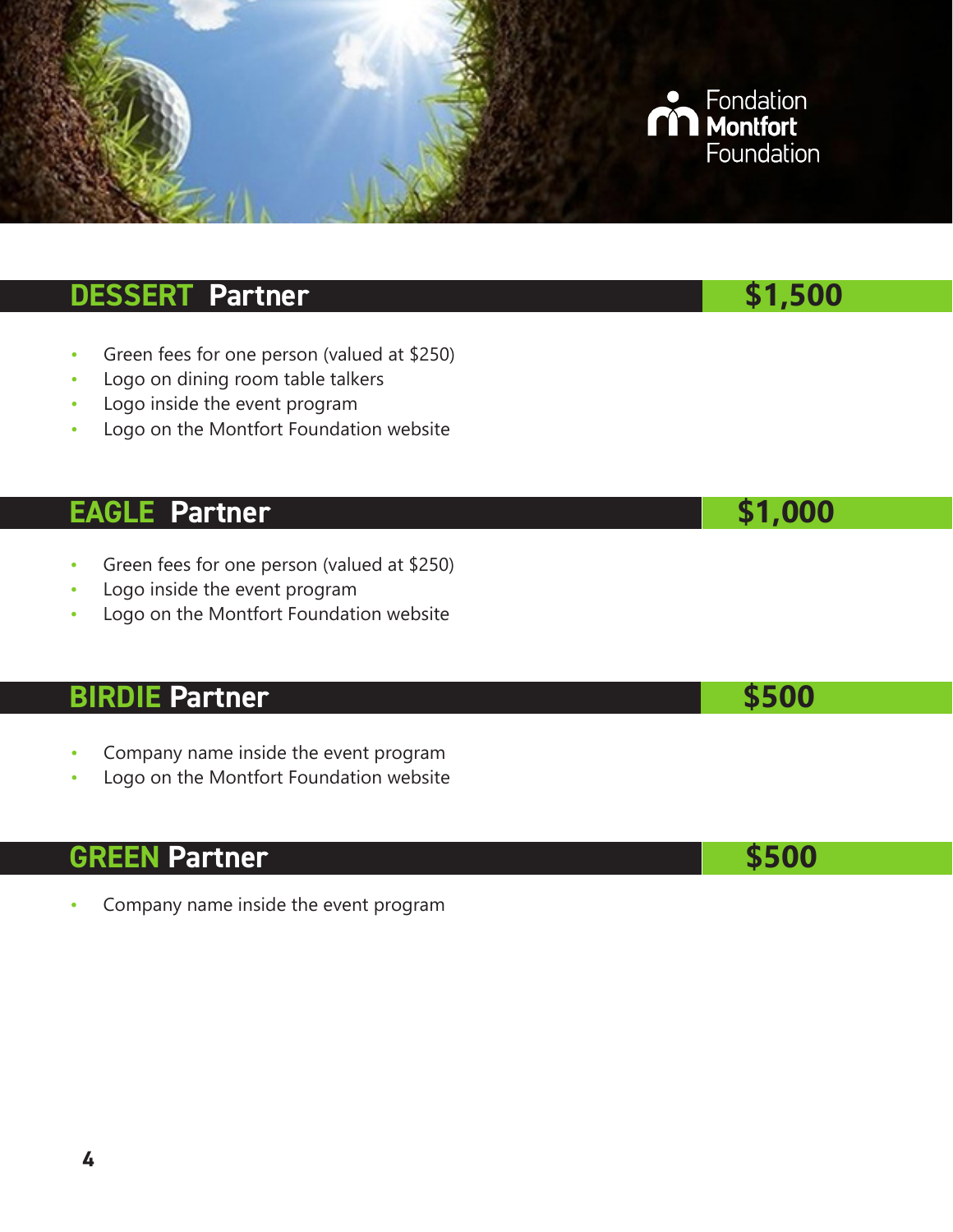Fondation **Montfort** Foundation

## DESSERT Partner — $1,500

- Green fees for one person (valued at $250)
- Logo on dining room table talkers
- Logo inside the event program
- Logo on the Montfort Foundation website

## EAGLE Partner — $1,000

- Green fees for one person (valued at $250)
- Logo inside the event program
- Logo on the Montfort Foundation website

## BIRDIE Partner — $500

- Company name inside the event program
- Logo on the Montfort Foundation website

## GREEN Partner — $500

- Company name inside the event program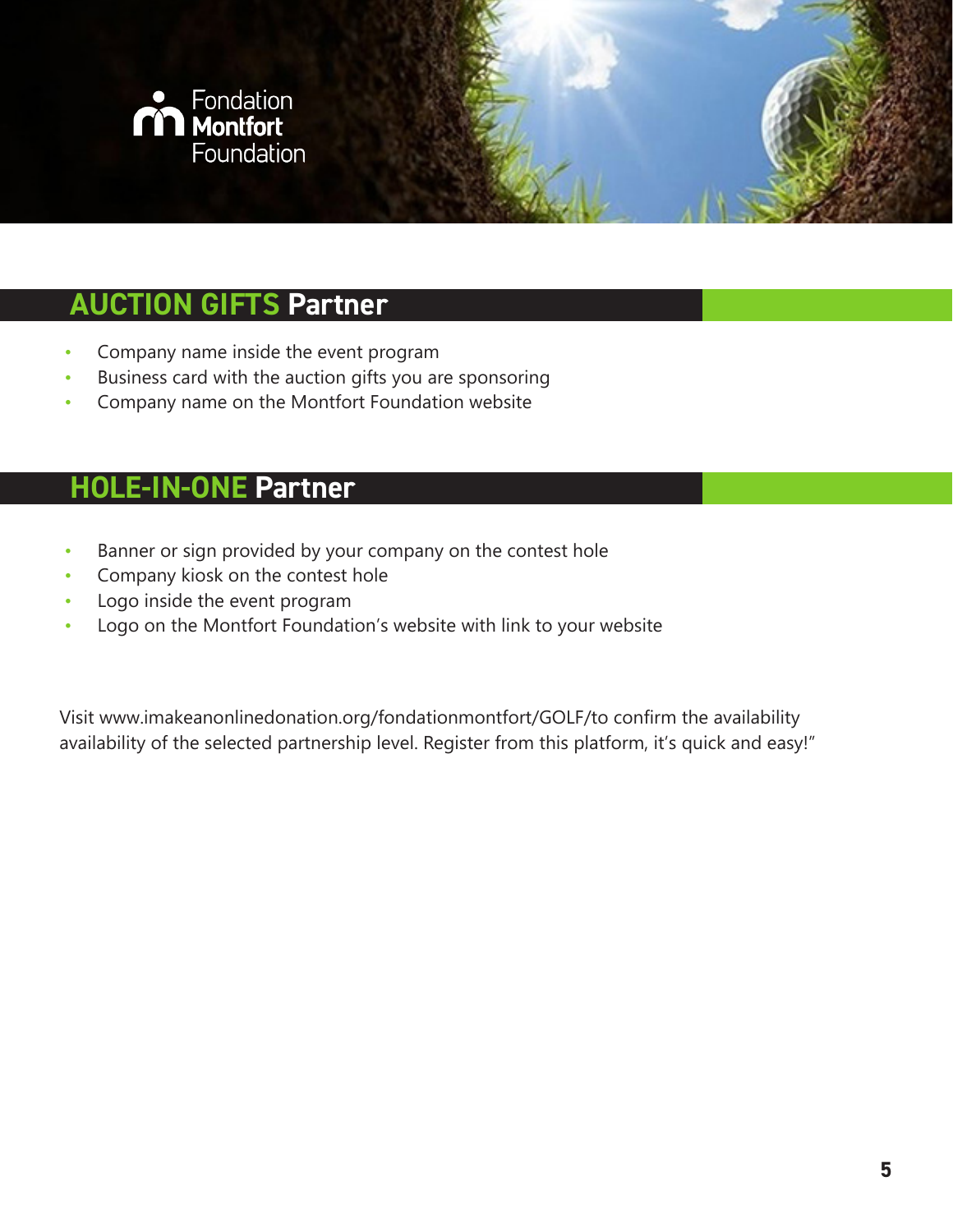## AUCTION GIFTS Partner

- Company name inside the event program
- Business card with the auction gifts you are sponsoring
- Company name on the Montfort Foundation website

## HOLE-IN-ONE Partner

- Banner or sign provided by your company on the contest hole
- Company kiosk on the contest hole
- Logo inside the event program
- Logo on the Montfort Foundation's website with link to your website

Visit www.imakeanonlinedonation.org/fondationmontfort/GOLF/to confirm the availability availability of the selected partnership level. Register from this platform, it's quick and easy!"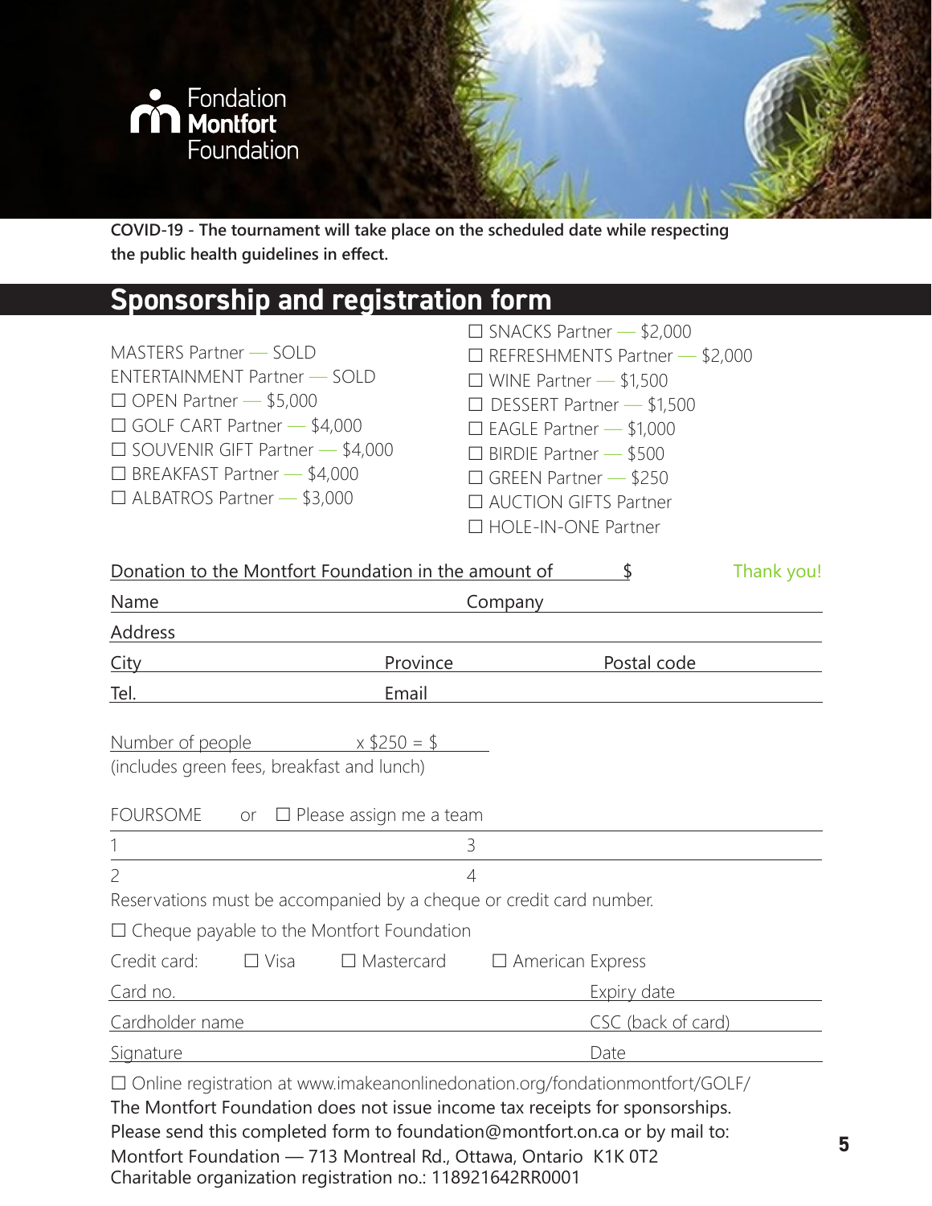Fondation
**Montfort**
Foundation

**COVID-19 - The tournament will take place on the scheduled date while respecting the public health guidelines in effect.**

## Sponsorship and registration form

MASTERS Partner — SOLD
ENTERTAINMENT Partner — SOLD
☐ OPEN Partner — $5,000
☐ GOLF CART Partner — $4,000
☐ SOUVENIR GIFT Partner — $4,000
☐ BREAKFAST Partner — $4,000
☐ ALBATROS Partner — $3,000
☐ SNACKS Partner — $2,000
☐ REFRESHMENTS Partner — $2,000
☐ WINE Partner — $1,500
☐ DESSERT Partner — $1,500
☐ EAGLE Partner — $1,000
☐ BIRDIE Partner — $500
☐ GREEN Partner — $250
☐ AUCTION GIFTS Partner
☐ HOLE-IN-ONE Partner

Donation to the Montfort Foundation in the amount of ________ $ Thank you!

Name ________ Company ________

Address ________

City ________ Province ________ Postal code ________

Tel. ________ Email ________

Number of people ________ x $250 = $ ________
(includes green fees, breakfast and lunch)

FOURSOME or ☐ Please assign me a team

1 ________ 3 ________

2 ________ 4 ________

Reservations must be accompanied by a cheque or credit card number.

☐ Cheque payable to the Montfort Foundation

Credit card: ☐ Visa ☐ Mastercard ☐ American Express

Card no. ________ Expiry date ________

Cardholder name ________ CSC (back of card) ________

Signature ________ Date ________

☐ Online registration at www.imakeanonlinedonation.org/fondationmontfort/GOLF/

The Montfort Foundation does not issue income tax receipts for sponsorships.
Please send this completed form to foundation@montfort.on.ca or by mail to:
Montfort Foundation — 713 Montreal Rd., Ottawa, Ontario K1K 0T2
Charitable organization registration no.: 118921642RR0001